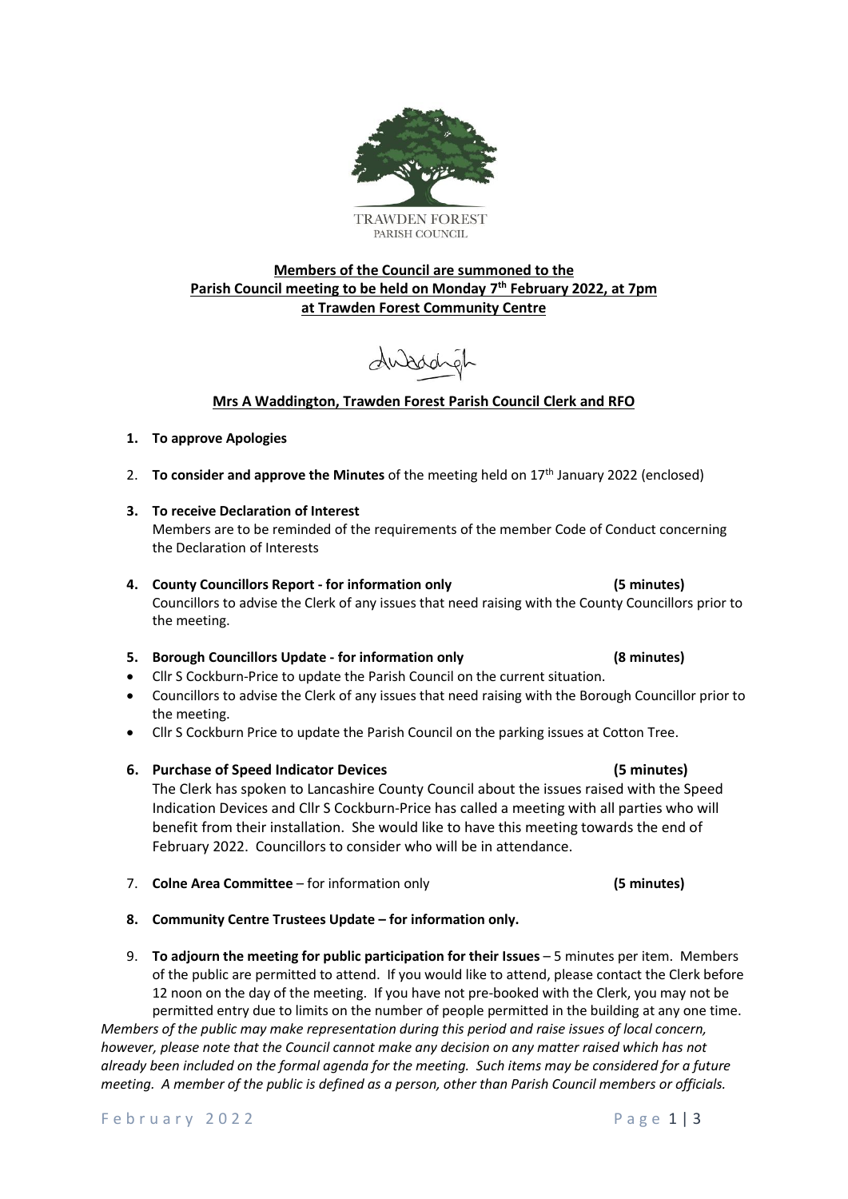TRAWDEN FOREST
PARISH COUNCIL

**Members of the Council are summoned to the**
**Parish Council meeting to be held on Monday 7th February 2022, at 7pm**
**at Trawden Forest Community Centre**

**Mrs A Waddington, Trawden Forest Parish Council Clerk and RFO**

1. **To approve Apologies**

2. **To consider and approve the Minutes** of the meeting held on 17th January 2022 (enclosed)

3. **To receive Declaration of Interest**
   Members are to be reminded of the requirements of the member Code of Conduct concerning the Declaration of Interests

4. **County Councillors Report - for information only** **(5 minutes)**
   Councillors to advise the Clerk of any issues that need raising with the County Councillors prior to the meeting.

5. **Borough Councillors Update - for information only** **(8 minutes)**
   - Cllr S Cockburn-Price to update the Parish Council on the current situation.
   - Councillors to advise the Clerk of any issues that need raising with the Borough Councillor prior to the meeting.
   - Cllr S Cockburn Price to update the Parish Council on the parking issues at Cotton Tree.

6. **Purchase of Speed Indicator Devices** **(5 minutes)**
   The Clerk has spoken to Lancashire County Council about the issues raised with the Speed Indication Devices and Cllr S Cockburn-Price has called a meeting with all parties who will benefit from their installation. She would like to have this meeting towards the end of February 2022. Councillors to consider who will be in attendance.

7. **Colne Area Committee** – for information only **(5 minutes)**

8. **Community Centre Trustees Update – for information only.**

9. **To adjourn the meeting for public participation for their Issues** – 5 minutes per item. Members of the public are permitted to attend. If you would like to attend, please contact the Clerk before 12 noon on the day of the meeting. If you have not pre-booked with the Clerk, you may not be permitted entry due to limits on the number of people permitted in the building at any one time.

*Members of the public may make representation during this period and raise issues of local concern, however, please note that the Council cannot make any decision on any matter raised which has not already been included on the formal agenda for the meeting. Such items may be considered for a future meeting. A member of the public is defined as a person, other than Parish Council members or officials.*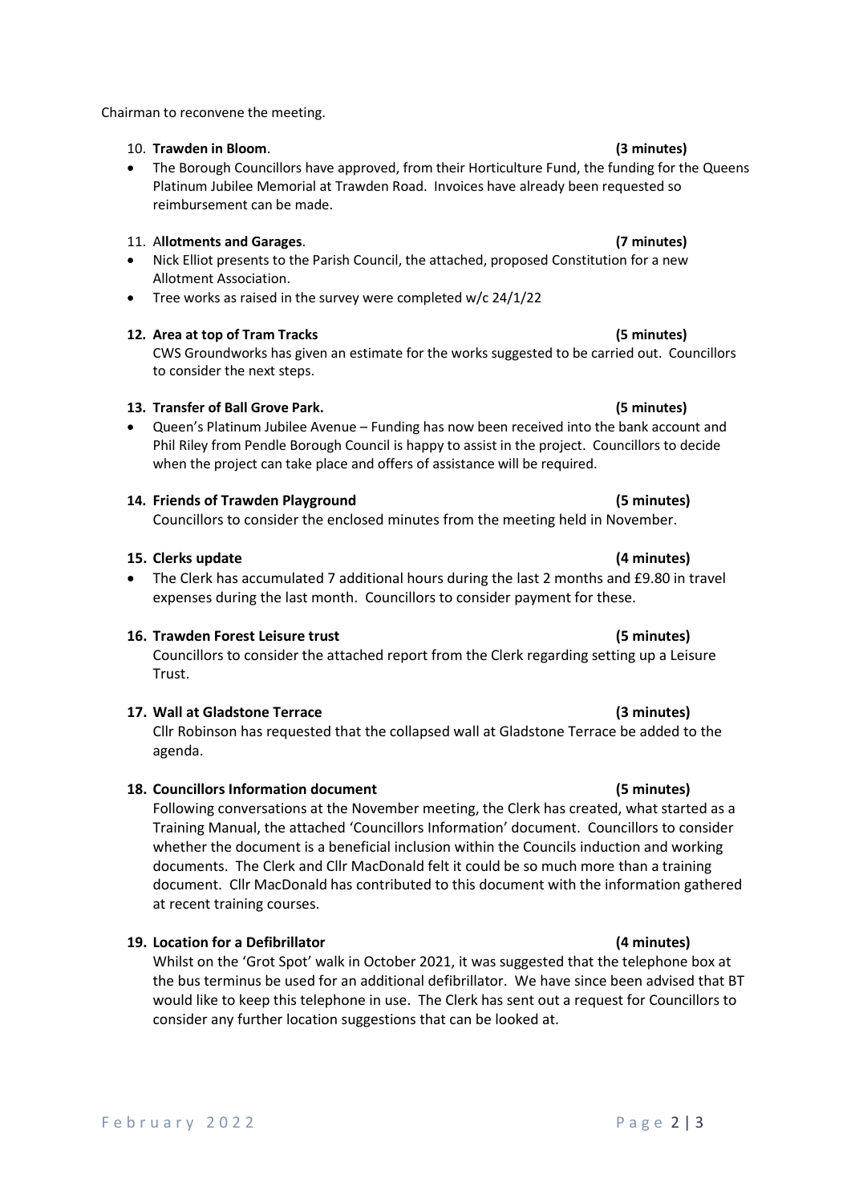Chairman to reconvene the meeting.

10. **Trawden in Bloom**. **(3 minutes)**
    - The Borough Councillors have approved, from their Horticulture Fund, the funding for the Queens Platinum Jubilee Memorial at Trawden Road. Invoices have already been requested so reimbursement can be made.

11. A**llotments and Garages**. **(7 minutes)**
    - Nick Elliot presents to the Parish Council, the attached, proposed Constitution for a new Allotment Association.
    - Tree works as raised in the survey were completed w/c 24/1/22

12. **Area at top of Tram Tracks** **(5 minutes)**
    CWS Groundworks has given an estimate for the works suggested to be carried out. Councillors to consider the next steps.

13. **Transfer of Ball Grove Park.** **(5 minutes)**
    - Queen's Platinum Jubilee Avenue – Funding has now been received into the bank account and Phil Riley from Pendle Borough Council is happy to assist in the project. Councillors to decide when the project can take place and offers of assistance will be required.

14. **Friends of Trawden Playground** **(5 minutes)**
    Councillors to consider the enclosed minutes from the meeting held in November.

15. **Clerks update** **(4 minutes)**
    - The Clerk has accumulated 7 additional hours during the last 2 months and £9.80 in travel expenses during the last month. Councillors to consider payment for these.

16. **Trawden Forest Leisure trust** **(5 minutes)**
    Councillors to consider the attached report from the Clerk regarding setting up a Leisure Trust.

17. **Wall at Gladstone Terrace** **(3 minutes)**
    Cllr Robinson has requested that the collapsed wall at Gladstone Terrace be added to the agenda.

18. **Councillors Information document** **(5 minutes)**
    Following conversations at the November meeting, the Clerk has created, what started as a Training Manual, the attached 'Councillors Information' document. Councillors to consider whether the document is a beneficial inclusion within the Councils induction and working documents. The Clerk and Cllr MacDonald felt it could be so much more than a training document. Cllr MacDonald has contributed to this document with the information gathered at recent training courses.

19. **Location for a Defibrillator** **(4 minutes)**
    Whilst on the 'Grot Spot' walk in October 2021, it was suggested that the telephone box at the bus terminus be used for an additional defibrillator. We have since been advised that BT would like to keep this telephone in use. The Clerk has sent out a request for Councillors to consider any further location suggestions that can be looked at.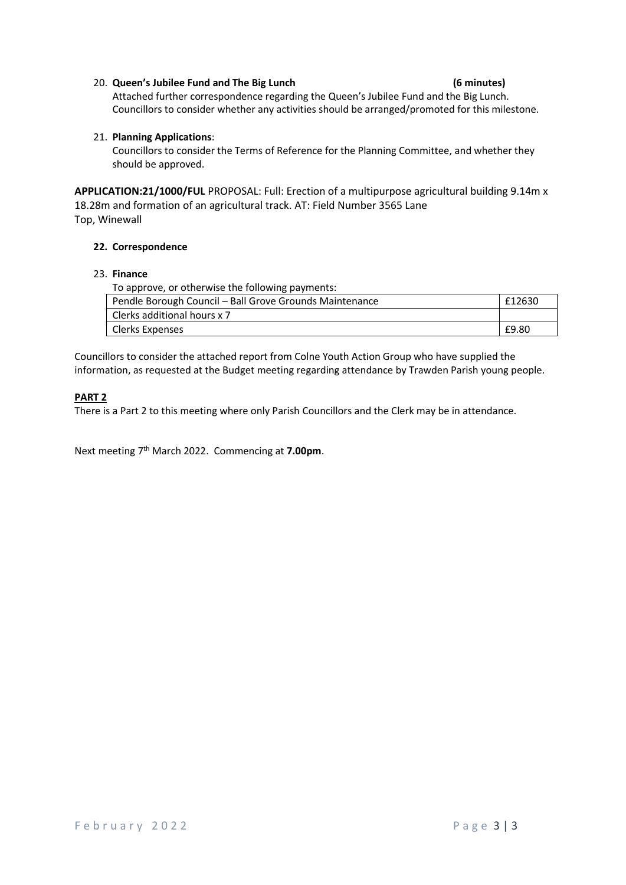20. **Queen's Jubilee Fund and The Big Lunch** **(6 minutes)**
    Attached further correspondence regarding the Queen's Jubilee Fund and the Big Lunch. Councillors to consider whether any activities should be arranged/promoted for this milestone.

21. **Planning Applications**:
    Councillors to consider the Terms of Reference for the Planning Committee, and whether they should be approved.

**APPLICATION:21/1000/FUL** PROPOSAL: Full: Erection of a multipurpose agricultural building 9.14m x 18.28m and formation of an agricultural track. AT: Field Number 3565 Lane Top, Winewall

22. **Correspondence**

23. **Finance**
    To approve, or otherwise the following payments:

| | |
|---|---|
| Pendle Borough Council – Ball Grove Grounds Maintenance | £12630 |
| Clerks additional hours x 7 | |
| Clerks Expenses | £9.80 |

Councillors to consider the attached report from Colne Youth Action Group who have supplied the information, as requested at the Budget meeting regarding attendance by Trawden Parish young people.

**PART 2**
There is a Part 2 to this meeting where only Parish Councillors and the Clerk may be in attendance.

Next meeting 7th March 2022. Commencing at **7.00pm**.